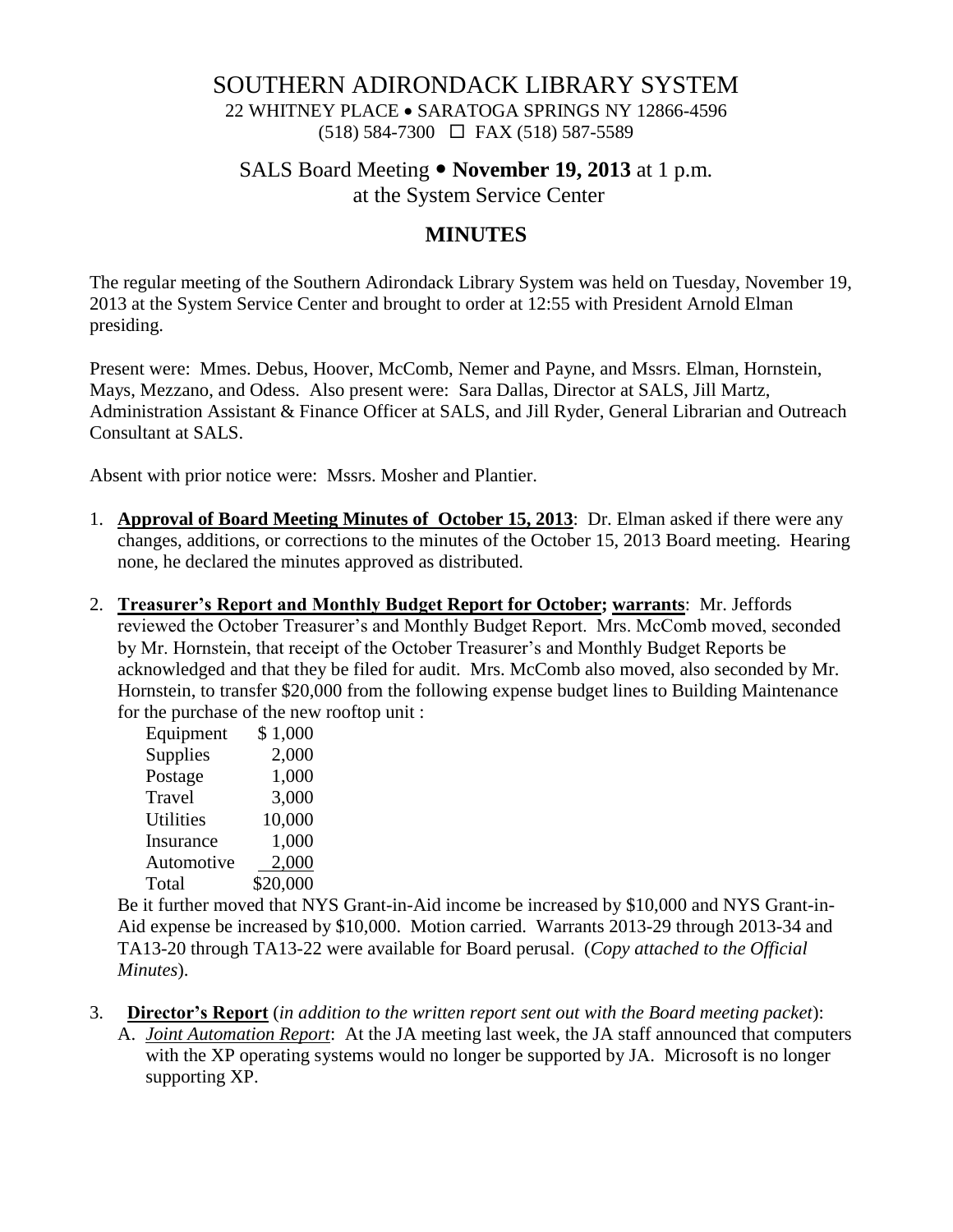# SOUTHERN ADIRONDACK LIBRARY SYSTEM

22 WHITNEY PLACE • SARATOGA SPRINGS NY 12866-4596
(518) 584-7300 ☐ FAX (518) 587-5589

## SALS Board Meeting • **November 19, 2013** at 1 p.m.
## at the System Service Center

## MINUTES

The regular meeting of the Southern Adirondack Library System was held on Tuesday, November 19, 2013 at the System Service Center and brought to order at 12:55 with President Arnold Elman presiding.

Present were: Mmes. Debus, Hoover, McComb, Nemer and Payne, and Mssrs. Elman, Hornstein, Mays, Mezzano, and Odess. Also present were: Sara Dallas, Director at SALS, Jill Martz, Administration Assistant & Finance Officer at SALS, and Jill Ryder, General Librarian and Outreach Consultant at SALS.

Absent with prior notice were: Mssrs. Mosher and Plantier.

1. **Approval of Board Meeting Minutes of October 15, 2013**: Dr. Elman asked if there were any changes, additions, or corrections to the minutes of the October 15, 2013 Board meeting. Hearing none, he declared the minutes approved as distributed.

2. **Treasurer's Report and Monthly Budget Report for October; warrants**: Mr. Jeffords reviewed the October Treasurer's and Monthly Budget Report. Mrs. McComb moved, seconded by Mr. Hornstein, that receipt of the October Treasurer's and Monthly Budget Reports be acknowledged and that they be filed for audit. Mrs. McComb also moved, also seconded by Mr. Hornstein, to transfer $20,000 from the following expense budget lines to Building Maintenance for the purchase of the new rooftop unit :

   | | |
   |---|---|
   | Equipment | $ 1,000 |
   | Supplies | 2,000 |
   | Postage | 1,000 |
   | Travel | 3,000 |
   | Utilities | 10,000 |
   | Insurance | 1,000 |
   | Automotive | 2,000 |
   | Total | $20,000 |

   Be it further moved that NYS Grant-in-Aid income be increased by $10,000 and NYS Grant-in-Aid expense be increased by $10,000. Motion carried. Warrants 2013-29 through 2013-34 and TA13-20 through TA13-22 were available for Board perusal. (*Copy attached to the Official Minutes*).

3. **Director's Report** (*in addition to the written report sent out with the Board meeting packet*):
   A. *Joint Automation Report*: At the JA meeting last week, the JA staff announced that computers with the XP operating systems would no longer be supported by JA. Microsoft is no longer supporting XP.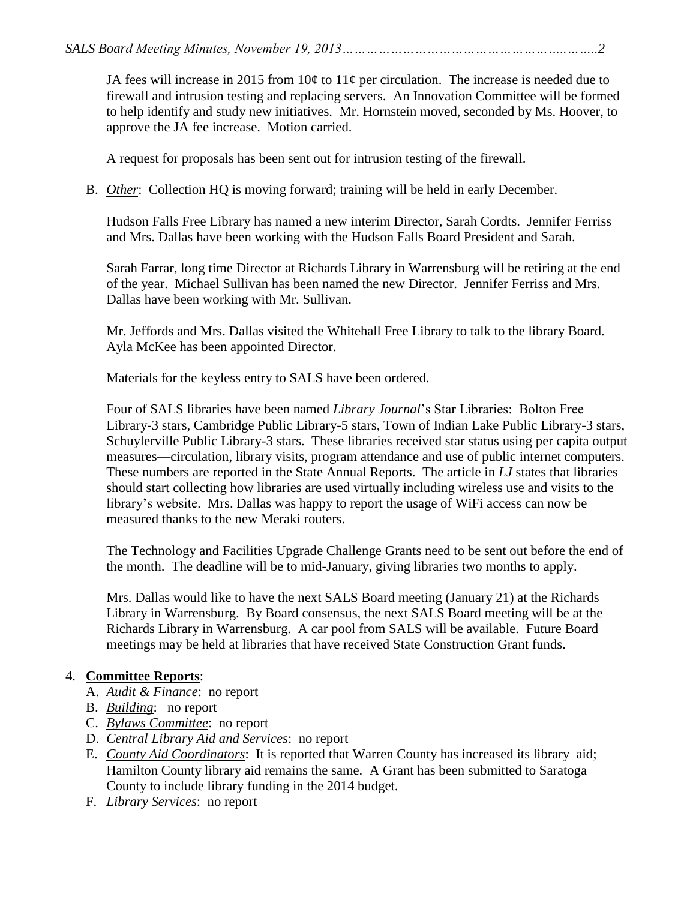JA fees will increase in 2015 from 10¢ to 11¢ per circulation. The increase is needed due to firewall and intrusion testing and replacing servers. An Innovation Committee will be formed to help identify and study new initiatives. Mr. Hornstein moved, seconded by Ms. Hoover, to approve the JA fee increase. Motion carried.

A request for proposals has been sent out for intrusion testing of the firewall.

B. *Other*: Collection HQ is moving forward; training will be held in early December.

Hudson Falls Free Library has named a new interim Director, Sarah Cordts. Jennifer Ferriss and Mrs. Dallas have been working with the Hudson Falls Board President and Sarah.

Sarah Farrar, long time Director at Richards Library in Warrensburg will be retiring at the end of the year. Michael Sullivan has been named the new Director. Jennifer Ferriss and Mrs. Dallas have been working with Mr. Sullivan.

Mr. Jeffords and Mrs. Dallas visited the Whitehall Free Library to talk to the library Board. Ayla McKee has been appointed Director.

Materials for the keyless entry to SALS have been ordered.

Four of SALS libraries have been named *Library Journal*'s Star Libraries: Bolton Free Library-3 stars, Cambridge Public Library-5 stars, Town of Indian Lake Public Library-3 stars, Schuylerville Public Library-3 stars. These libraries received star status using per capita output measures—circulation, library visits, program attendance and use of public internet computers. These numbers are reported in the State Annual Reports. The article in *LJ* states that libraries should start collecting how libraries are used virtually including wireless use and visits to the library's website. Mrs. Dallas was happy to report the usage of WiFi access can now be measured thanks to the new Meraki routers.

The Technology and Facilities Upgrade Challenge Grants need to be sent out before the end of the month. The deadline will be to mid-January, giving libraries two months to apply.

Mrs. Dallas would like to have the next SALS Board meeting (January 21) at the Richards Library in Warrensburg. By Board consensus, the next SALS Board meeting will be at the Richards Library in Warrensburg. A car pool from SALS will be available. Future Board meetings may be held at libraries that have received State Construction Grant funds.

4. **Committee Reports**:
   - A. *Audit & Finance*: no report
   - B. *Building*: no report
   - C. *Bylaws Committee*: no report
   - D. *Central Library Aid and Services*: no report
   - E. *County Aid Coordinators*: It is reported that Warren County has increased its library aid; Hamilton County library aid remains the same. A Grant has been submitted to Saratoga County to include library funding in the 2014 budget.
   - F. *Library Services*: no report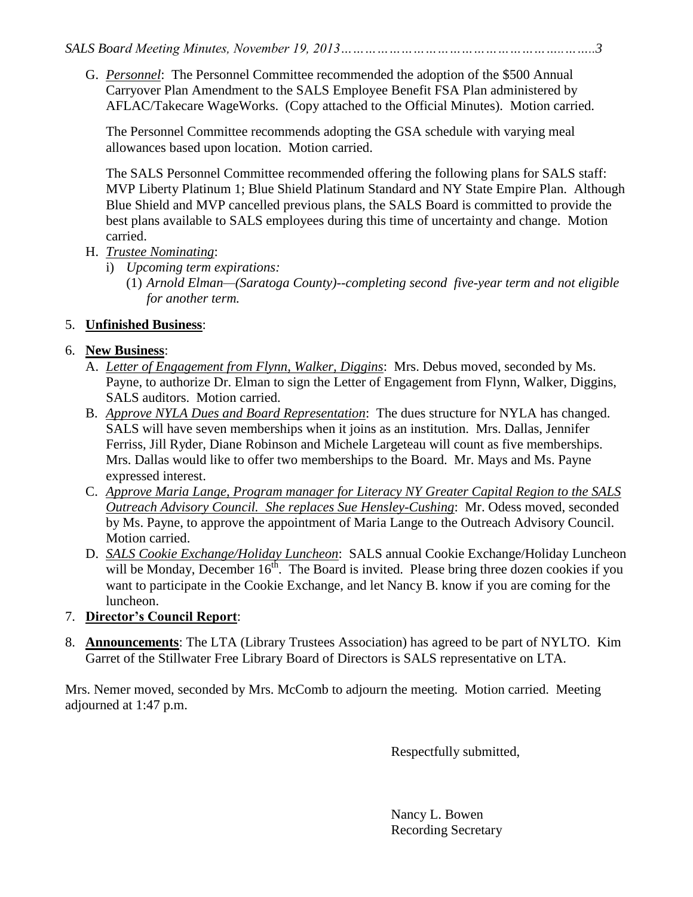G. *Personnel*: The Personnel Committee recommended the adoption of the $500 Annual Carryover Plan Amendment to the SALS Employee Benefit FSA Plan administered by AFLAC/Takecare WageWorks. (Copy attached to the Official Minutes). Motion carried.

   The Personnel Committee recommends adopting the GSA schedule with varying meal allowances based upon location. Motion carried.

   The SALS Personnel Committee recommended offering the following plans for SALS staff: MVP Liberty Platinum 1; Blue Shield Platinum Standard and NY State Empire Plan. Although Blue Shield and MVP cancelled previous plans, the SALS Board is committed to provide the best plans available to SALS employees during this time of uncertainty and change. Motion carried.

H. *Trustee Nominating*:
   i) *Upcoming term expirations:*
      (1) *Arnold Elman—(Saratoga County)--completing second five-year term and not eligible for another term.*

5. **Unfinished Business**:

6. **New Business**:
   A. *Letter of Engagement from Flynn, Walker, Diggins*: Mrs. Debus moved, seconded by Ms. Payne, to authorize Dr. Elman to sign the Letter of Engagement from Flynn, Walker, Diggins, SALS auditors. Motion carried.
   B. *Approve NYLA Dues and Board Representation*: The dues structure for NYLA has changed. SALS will have seven memberships when it joins as an institution. Mrs. Dallas, Jennifer Ferriss, Jill Ryder, Diane Robinson and Michele Largeteau will count as five memberships. Mrs. Dallas would like to offer two memberships to the Board. Mr. Mays and Ms. Payne expressed interest.
   C. *Approve Maria Lange, Program manager for Literacy NY Greater Capital Region to the SALS Outreach Advisory Council. She replaces Sue Hensley-Cushing*: Mr. Odess moved, seconded by Ms. Payne, to approve the appointment of Maria Lange to the Outreach Advisory Council. Motion carried.
   D. *SALS Cookie Exchange/Holiday Luncheon*: SALS annual Cookie Exchange/Holiday Luncheon will be Monday, December 16th. The Board is invited. Please bring three dozen cookies if you want to participate in the Cookie Exchange, and let Nancy B. know if you are coming for the luncheon.

7. **Director's Council Report**:

8. **Announcements**: The LTA (Library Trustees Association) has agreed to be part of NYLTO. Kim Garret of the Stillwater Free Library Board of Directors is SALS representative on LTA.

Mrs. Nemer moved, seconded by Mrs. McComb to adjourn the meeting. Motion carried. Meeting adjourned at 1:47 p.m.

Respectfully submitted,

Nancy L. Bowen
Recording Secretary